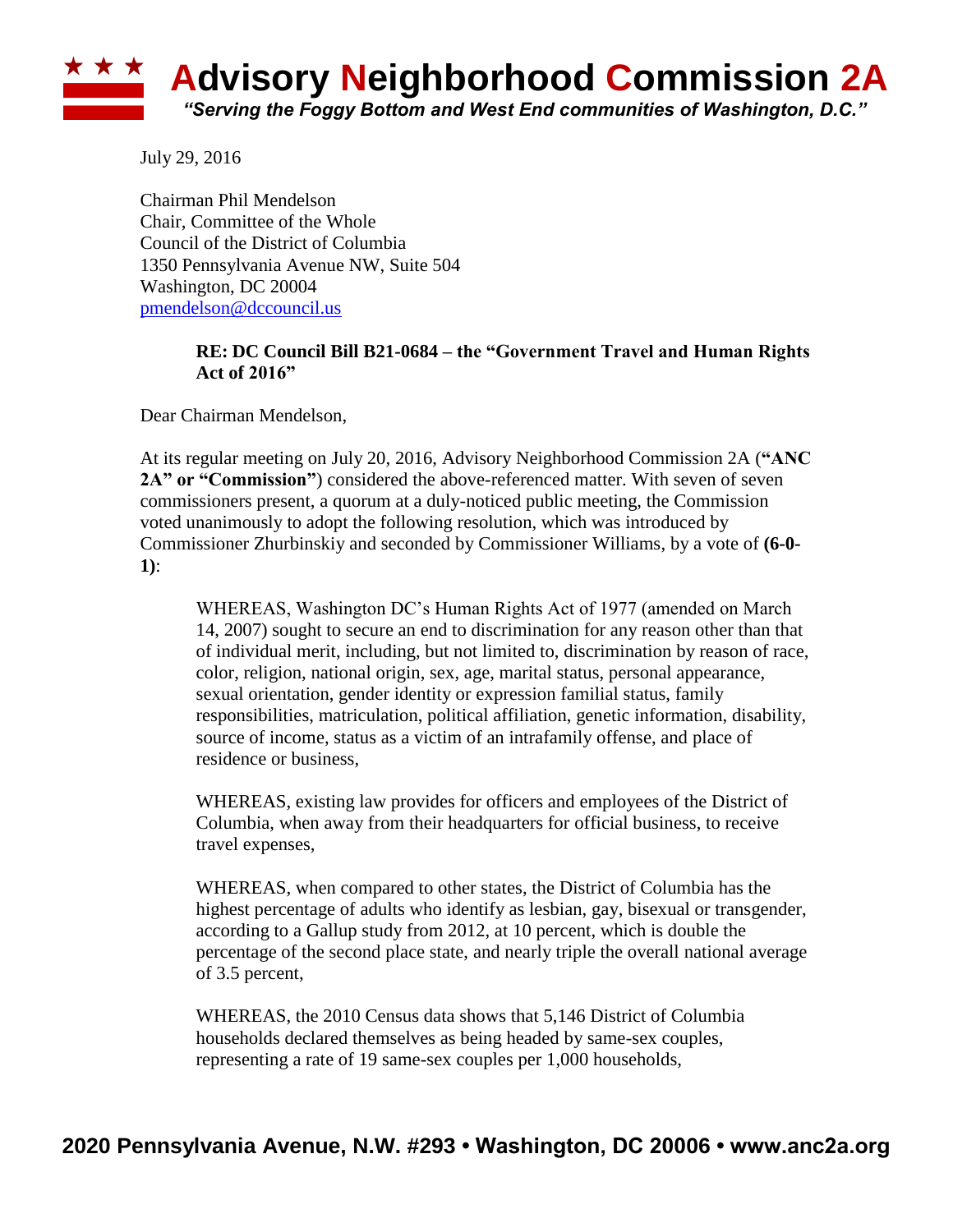# Advisory Neighborhood Commission 2A

*"Serving the Foggy Bottom and West End communities of Washington, D.C."*

July 29, 2016

Chairman Phil Mendelson
Chair, Committee of the Whole
Council of the District of Columbia
1350 Pennsylvania Avenue NW, Suite 504
Washington, DC 20004
pmendelson@dccouncil.us

**RE: DC Council Bill B21-0684 – the "Government Travel and Human Rights Act of 2016"**

Dear Chairman Mendelson,

At its regular meeting on July 20, 2016, Advisory Neighborhood Commission 2A (**"ANC 2A" or "Commission"**) considered the above-referenced matter. With seven of seven commissioners present, a quorum at a duly-noticed public meeting, the Commission voted unanimously to adopt the following resolution, which was introduced by Commissioner Zhurbinskiy and seconded by Commissioner Williams, by a vote of **(6-0-1)**:

> WHEREAS, Washington DC's Human Rights Act of 1977 (amended on March 14, 2007) sought to secure an end to discrimination for any reason other than that of individual merit, including, but not limited to, discrimination by reason of race, color, religion, national origin, sex, age, marital status, personal appearance, sexual orientation, gender identity or expression familial status, family responsibilities, matriculation, political affiliation, genetic information, disability, source of income, status as a victim of an intrafamily offense, and place of residence or business,
>
> WHEREAS, existing law provides for officers and employees of the District of Columbia, when away from their headquarters for official business, to receive travel expenses,
>
> WHEREAS, when compared to other states, the District of Columbia has the highest percentage of adults who identify as lesbian, gay, bisexual or transgender, according to a Gallup study from 2012, at 10 percent, which is double the percentage of the second place state, and nearly triple the overall national average of 3.5 percent,
>
> WHEREAS, the 2010 Census data shows that 5,146 District of Columbia households declared themselves as being headed by same-sex couples, representing a rate of 19 same-sex couples per 1,000 households,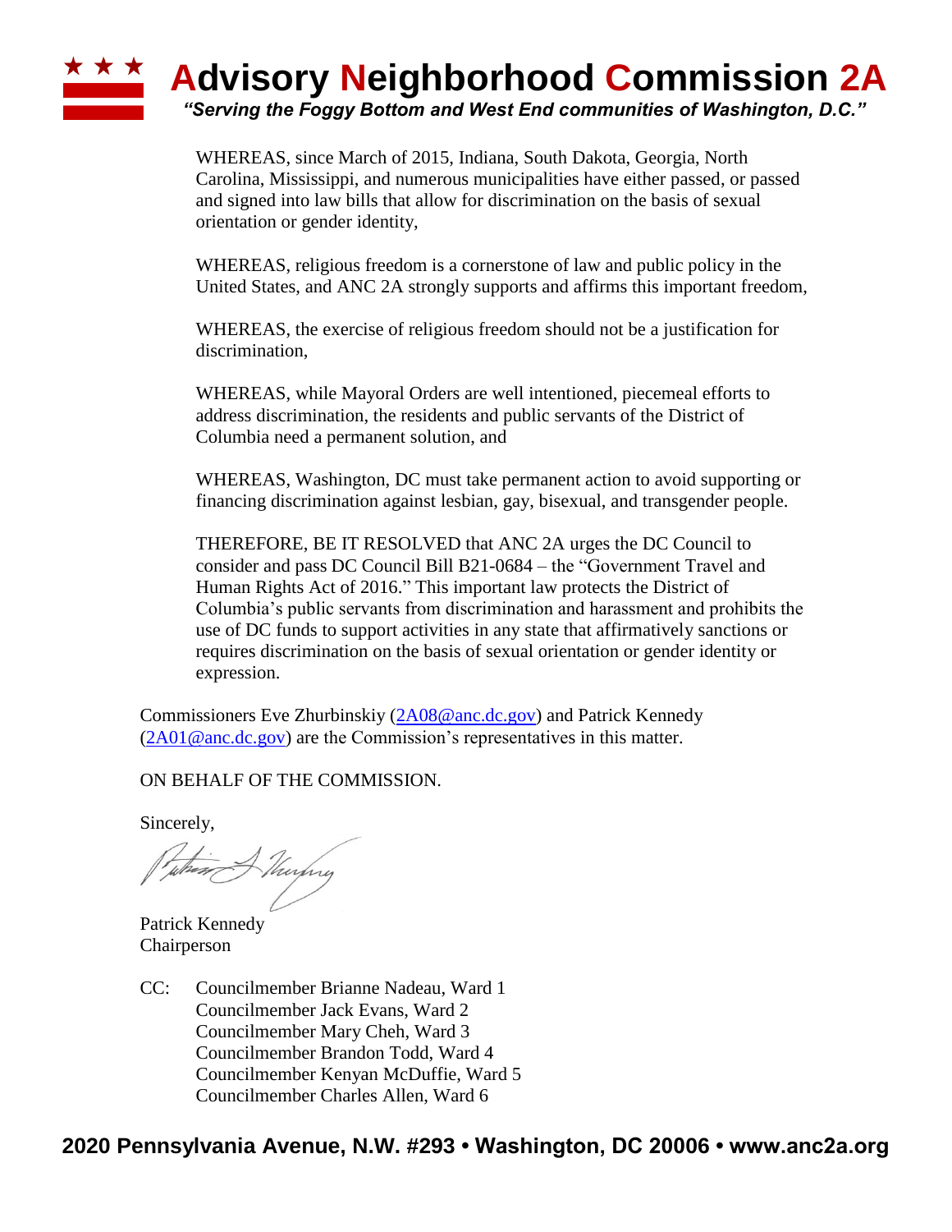WHEREAS, since March of 2015, Indiana, South Dakota, Georgia, North Carolina, Mississippi, and numerous municipalities have either passed, or passed and signed into law bills that allow for discrimination on the basis of sexual orientation or gender identity,

WHEREAS, religious freedom is a cornerstone of law and public policy in the United States, and ANC 2A strongly supports and affirms this important freedom,

WHEREAS, the exercise of religious freedom should not be a justification for discrimination,

WHEREAS, while Mayoral Orders are well intentioned, piecemeal efforts to address discrimination, the residents and public servants of the District of Columbia need a permanent solution, and

WHEREAS, Washington, DC must take permanent action to avoid supporting or financing discrimination against lesbian, gay, bisexual, and transgender people.

THEREFORE, BE IT RESOLVED that ANC 2A urges the DC Council to consider and pass DC Council Bill B21-0684 – the "Government Travel and Human Rights Act of 2016." This important law protects the District of Columbia's public servants from discrimination and harassment and prohibits the use of DC funds to support activities in any state that affirmatively sanctions or requires discrimination on the basis of sexual orientation or gender identity or expression.

Commissioners Eve Zhurbinskiy (2A08@anc.dc.gov) and Patrick Kennedy (2A01@anc.dc.gov) are the Commission's representatives in this matter.

ON BEHALF OF THE COMMISSION.

Sincerely,

Patrick Kennedy
Chairperson

CC: Councilmember Brianne Nadeau, Ward 1
Councilmember Jack Evans, Ward 2
Councilmember Mary Cheh, Ward 3
Councilmember Brandon Todd, Ward 4
Councilmember Kenyan McDuffie, Ward 5
Councilmember Charles Allen, Ward 6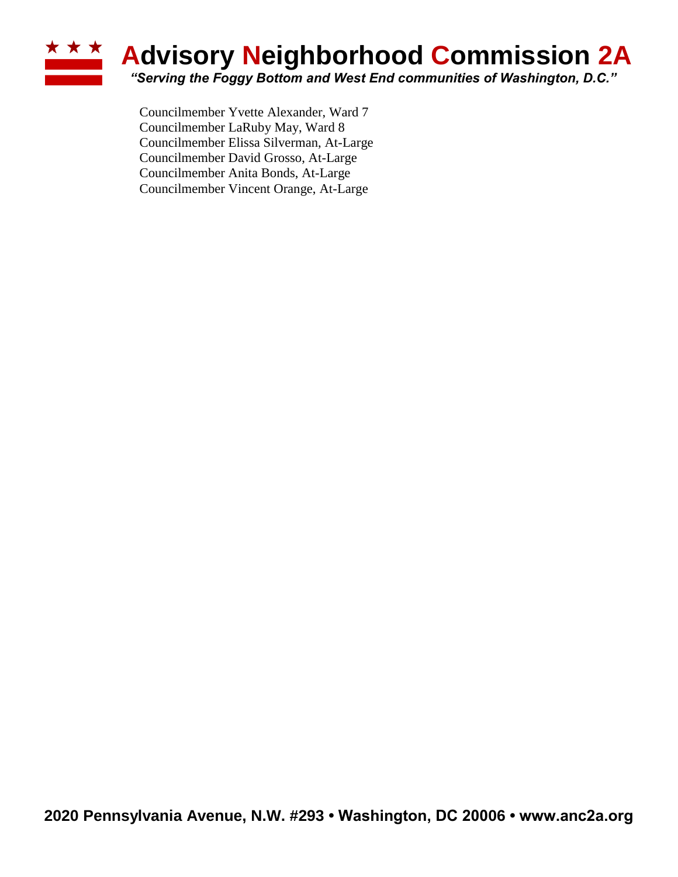Councilmember Yvette Alexander, Ward 7
Councilmember LaRuby May, Ward 8
Councilmember Elissa Silverman, At-Large
Councilmember David Grosso, At-Large
Councilmember Anita Bonds, At-Large
Councilmember Vincent Orange, At-Large